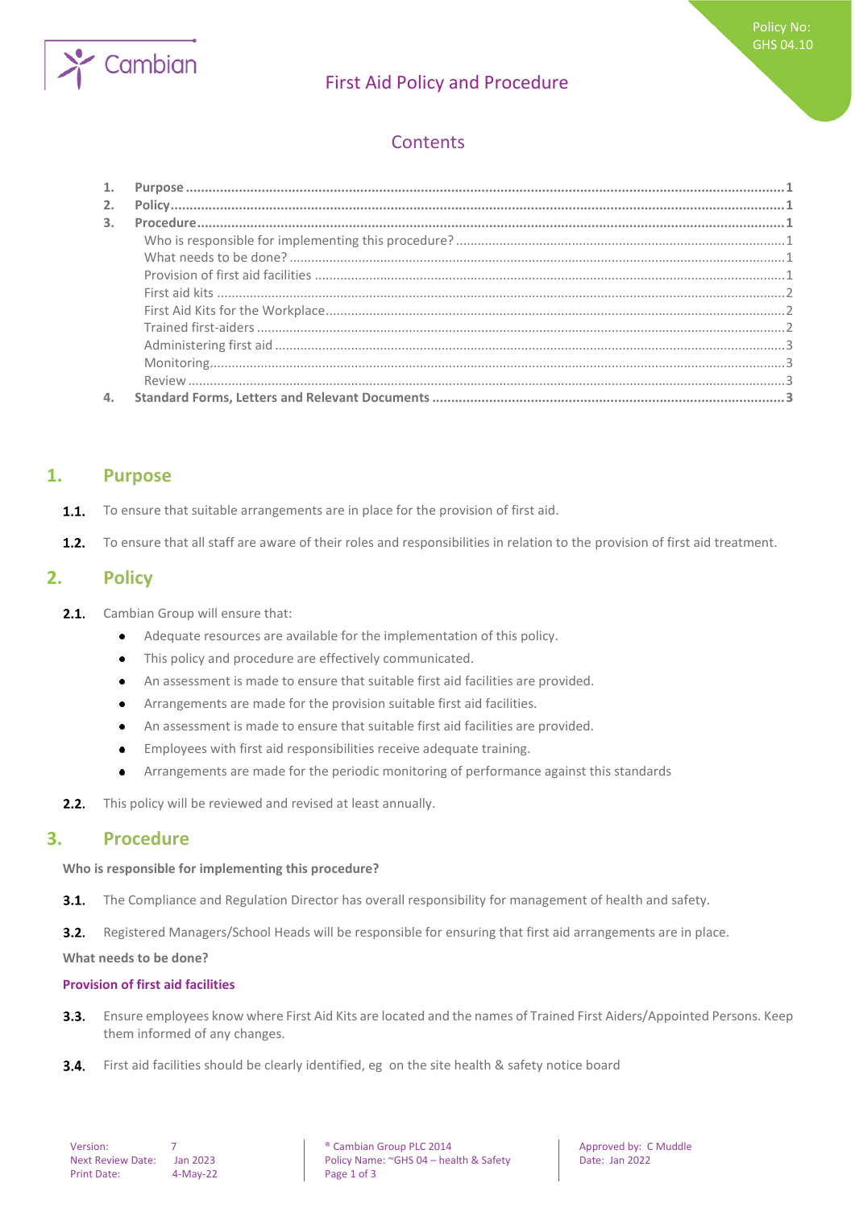# First Aid Policy and Procedure

Policy No: GHS 04.10

## Contents

1. Purpose ............ 1
2. Policy ............ 1
3. Procedure ............ 1
   - Who is responsible for implementing this procedure? ............ 1
   - What needs to be done? ............ 1
   - Provision of first aid facilities ............ 1
   - First aid kits ............ 2
   - First Aid Kits for the Workplace ............ 2
   - Trained first-aiders ............ 2
   - Administering first aid ............ 3
   - Monitoring ............ 3
   - Review ............ 3
4. Standard Forms, Letters and Relevant Documents ............ 3

## 1. Purpose

**1.1.** To ensure that suitable arrangements are in place for the provision of first aid.

**1.2.** To ensure that all staff are aware of their roles and responsibilities in relation to the provision of first aid treatment.

## 2. Policy

**2.1.** Cambian Group will ensure that:

- Adequate resources are available for the implementation of this policy.
- This policy and procedure are effectively communicated.
- An assessment is made to ensure that suitable first aid facilities are provided.
- Arrangements are made for the provision suitable first aid facilities.
- An assessment is made to ensure that suitable first aid facilities are provided.
- Employees with first aid responsibilities receive adequate training.
- Arrangements are made for the periodic monitoring of performance against this standards

**2.2.** This policy will be reviewed and revised at least annually.

## 3. Procedure

**Who is responsible for implementing this procedure?**

**3.1.** The Compliance and Regulation Director has overall responsibility for management of health and safety.

**3.2.** Registered Managers/School Heads will be responsible for ensuring that first aid arrangements are in place.

**What needs to be done?**

### Provision of first aid facilities

**3.3.** Ensure employees know where First Aid Kits are located and the names of Trained First Aiders/Appointed Persons. Keep them informed of any changes.

**3.4.** First aid facilities should be clearly identified, eg on the site health & safety notice board

| Version: 7 | ® Cambian Group PLC 2014 | Approved by: C Muddle |
| --- | --- | --- |
| Next Review Date: Jan 2023 | Policy Name: ~GHS 04 – health & Safety | Date: Jan 2022 |
| Print Date: 4-May-22 | | |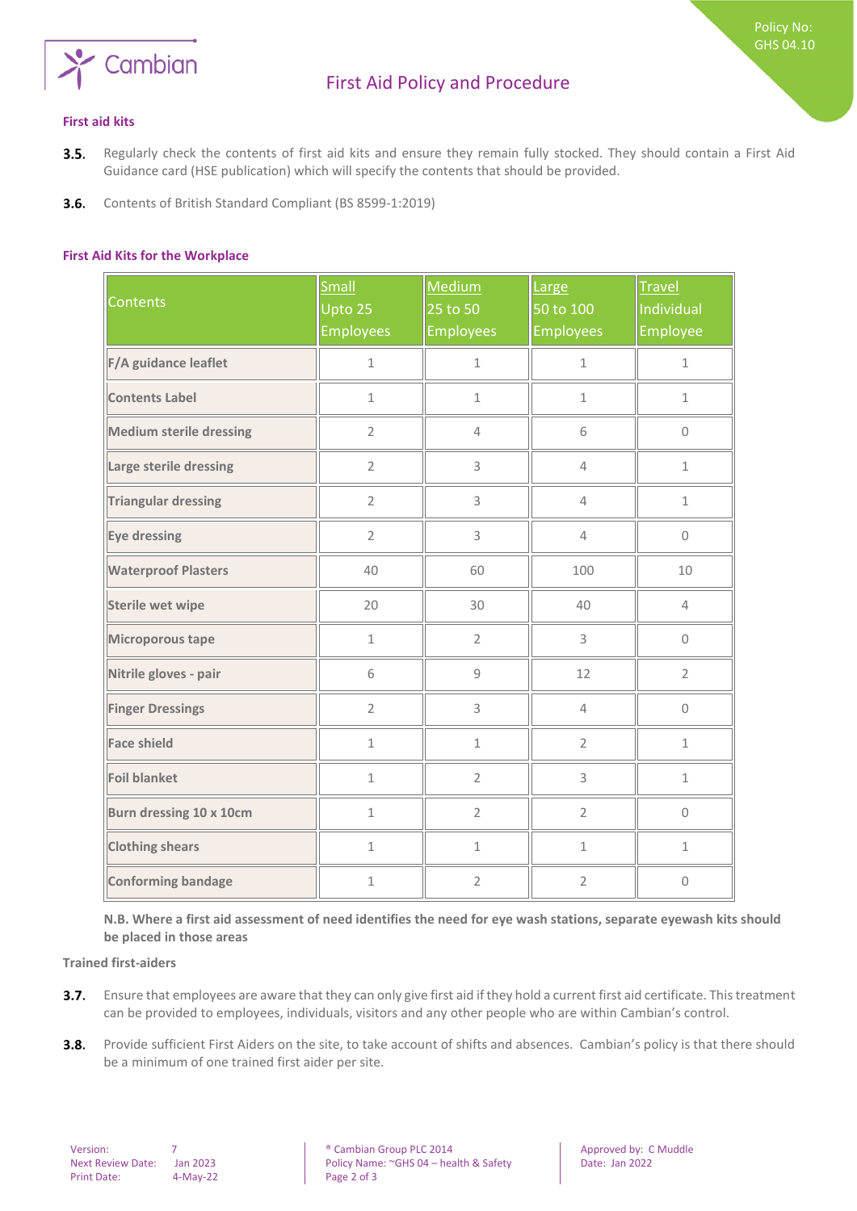### First aid kits

**3.5.** Regularly check the contents of first aid kits and ensure they remain fully stocked. They should contain a First Aid Guidance card (HSE publication) which will specify the contents that should be provided.

**3.6.** Contents of British Standard Compliant (BS 8599-1:2019)

### First Aid Kits for the Workplace

| Contents | Small Upto 25 Employees | Medium 25 to 50 Employees | Large 50 to 100 Employees | Travel Individual Employee |
|---|---|---|---|---|
| **F/A guidance leaflet** | 1 | 1 | 1 | 1 |
| **Contents Label** | 1 | 1 | 1 | 1 |
| **Medium sterile dressing** | 2 | 4 | 6 | 0 |
| **Large sterile dressing** | 2 | 3 | 4 | 1 |
| **Triangular dressing** | 2 | 3 | 4 | 1 |
| **Eye dressing** | 2 | 3 | 4 | 0 |
| **Waterproof Plasters** | 40 | 60 | 100 | 10 |
| **Sterile wet wipe** | 20 | 30 | 40 | 4 |
| **Microporous tape** | 1 | 2 | 3 | 0 |
| **Nitrile gloves - pair** | 6 | 9 | 12 | 2 |
| **Finger Dressings** | 2 | 3 | 4 | 0 |
| **Face shield** | 1 | 1 | 2 | 1 |
| **Foil blanket** | 1 | 2 | 3 | 1 |
| **Burn dressing 10 x 10cm** | 1 | 2 | 2 | 0 |
| **Clothing shears** | 1 | 1 | 1 | 1 |
| **Conforming bandage** | 1 | 2 | 2 | 0 |

**N.B. Where a first aid assessment of need identifies the need for eye wash stations, separate eyewash kits should be placed in those areas**

### Trained first-aiders

**3.7.** Ensure that employees are aware that they can only give first aid if they hold a current first aid certificate. This treatment can be provided to employees, individuals, visitors and any other people who are within Cambian's control.

**3.8.** Provide sufficient First Aiders on the site, to take account of shifts and absences. Cambian's policy is that there should be a minimum of one trained first aider per site.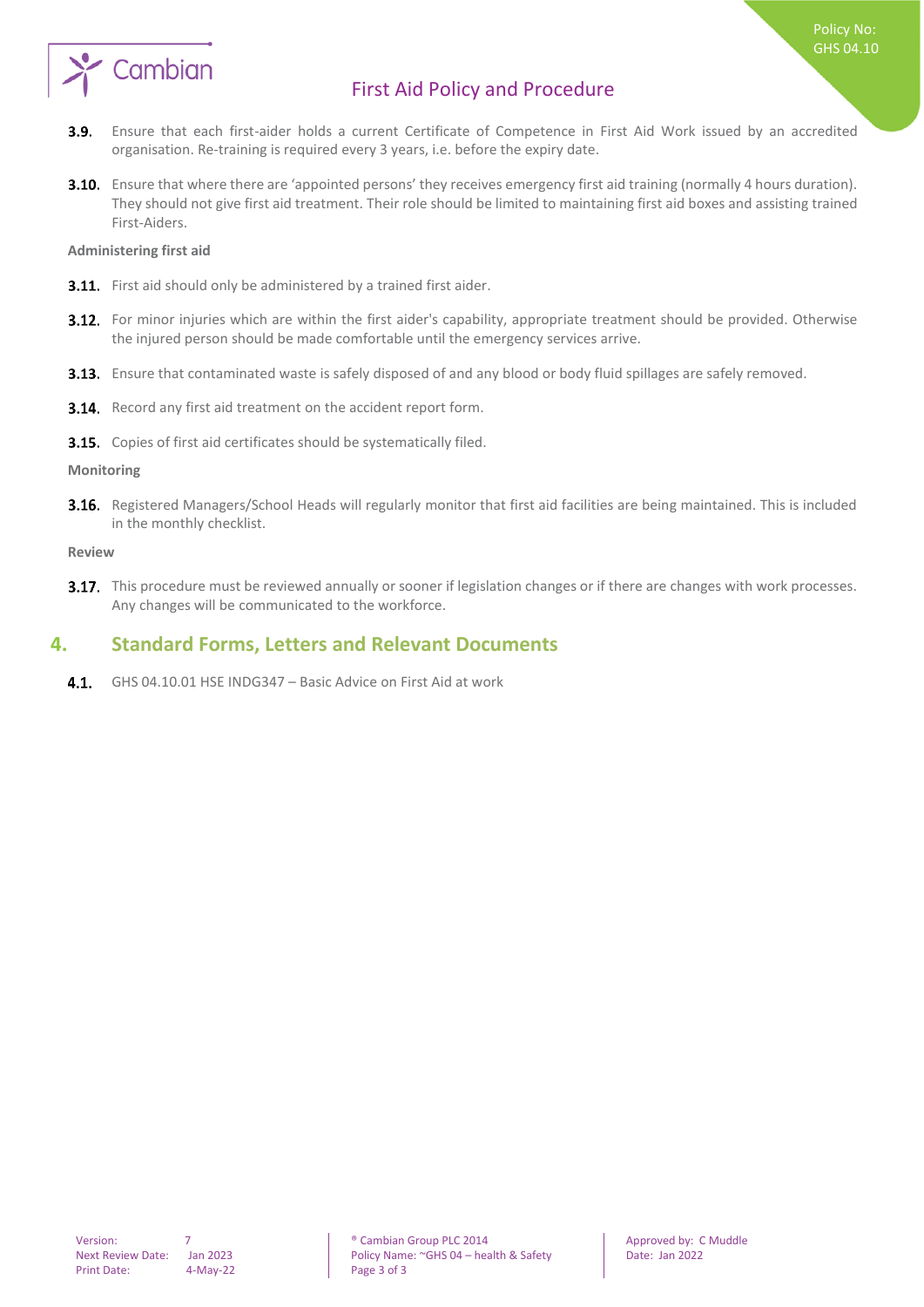**3.9.** Ensure that each first-aider holds a current Certificate of Competence in First Aid Work issued by an accredited organisation. Re-training is required every 3 years, i.e. before the expiry date.

**3.10.** Ensure that where there are 'appointed persons' they receives emergency first aid training (normally 4 hours duration). They should not give first aid treatment. Their role should be limited to maintaining first aid boxes and assisting trained First-Aiders.

**Administering first aid**

**3.11.** First aid should only be administered by a trained first aider.

**3.12.** For minor injuries which are within the first aider's capability, appropriate treatment should be provided. Otherwise the injured person should be made comfortable until the emergency services arrive.

**3.13.** Ensure that contaminated waste is safely disposed of and any blood or body fluid spillages are safely removed.

**3.14.** Record any first aid treatment on the accident report form.

**3.15.** Copies of first aid certificates should be systematically filed.

**Monitoring**

**3.16.** Registered Managers/School Heads will regularly monitor that first aid facilities are being maintained. This is included in the monthly checklist.

**Review**

**3.17.** This procedure must be reviewed annually or sooner if legislation changes or if there are changes with work processes. Any changes will be communicated to the workforce.

## 4. Standard Forms, Letters and Relevant Documents

**4.1.** GHS 04.10.01 HSE INDG347 – Basic Advice on First Aid at work